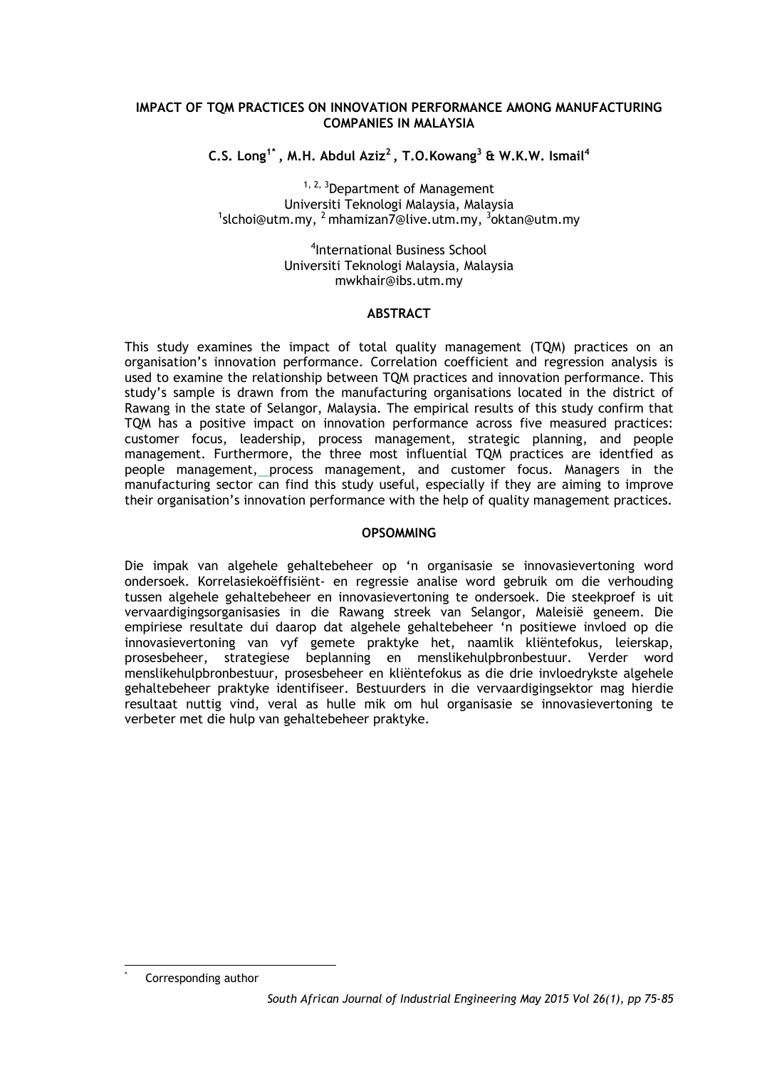# IMPACT OF TQM PRACTICES ON INNOVATION PERFORMANCE AMONG MANUFACTURING COMPANIES IN MALAYSIA

**C.S. Long[1*] , M.H. Abdul Aziz[2] , T.O.Kowang[3] & W.K.W. Ismail[4]**

[1, 2, 3]Department of Management
Universiti Teknologi Malaysia, Malaysia
[1]slchoi@utm.my, [2] mhamizan7@live.utm.my, [3]oktan@utm.my

[4]International Business School
Universiti Teknologi Malaysia, Malaysia
mwkhair@ibs.utm.my

## ABSTRACT

This study examines the impact of total quality management (TQM) practices on an organisation's innovation performance. Correlation coefficient and regression analysis is used to examine the relationship between TQM practices and innovation performance. This study's sample is drawn from the manufacturing organisations located in the district of Rawang in the state of Selangor, Malaysia. The empirical results of this study confirm that TQM has a positive impact on innovation performance across five measured practices: customer focus, leadership, process management, strategic planning, and people management. Furthermore, the three most influential TQM practices are identfied as people management, process management, and customer focus. Managers in the manufacturing sector can find this study useful, especially if they are aiming to improve their organisation's innovation performance with the help of quality management practices.

## OPSOMMING

Die impak van algehele gehaltebeheer op 'n organisasie se innovasievertoning word ondersoek. Korrelasiekoëffisiënt- en regressie analise word gebruik om die verhouding tussen algehele gehaltebeheer en innovasievertoning te ondersoek. Die steekproef is uit vervaardigingsorganisasies in die Rawang streek van Selangor, Maleisië geneem. Die empiriese resultate dui daarop dat algehele gehaltebeheer 'n positiewe invloed op die innovasievertoning van vyf gemete praktyke het, naamlik kliëntefokus, leierskap, prosesbeheer, strategiese beplanning en menslikehulpbronbestuur. Verder word menslikehulpbronbestuur, prosesbeheer en kliëntefokus as die drie invloedrykste algehele gehaltebeheer praktyke identifiseer. Bestuurders in die vervaardigingsektor mag hierdie resultaat nuttig vind, veral as hulle mik om hul organisasie se innovasievertoning te verbeter met die hulp van gehaltebeheer praktyke.

* Corresponding author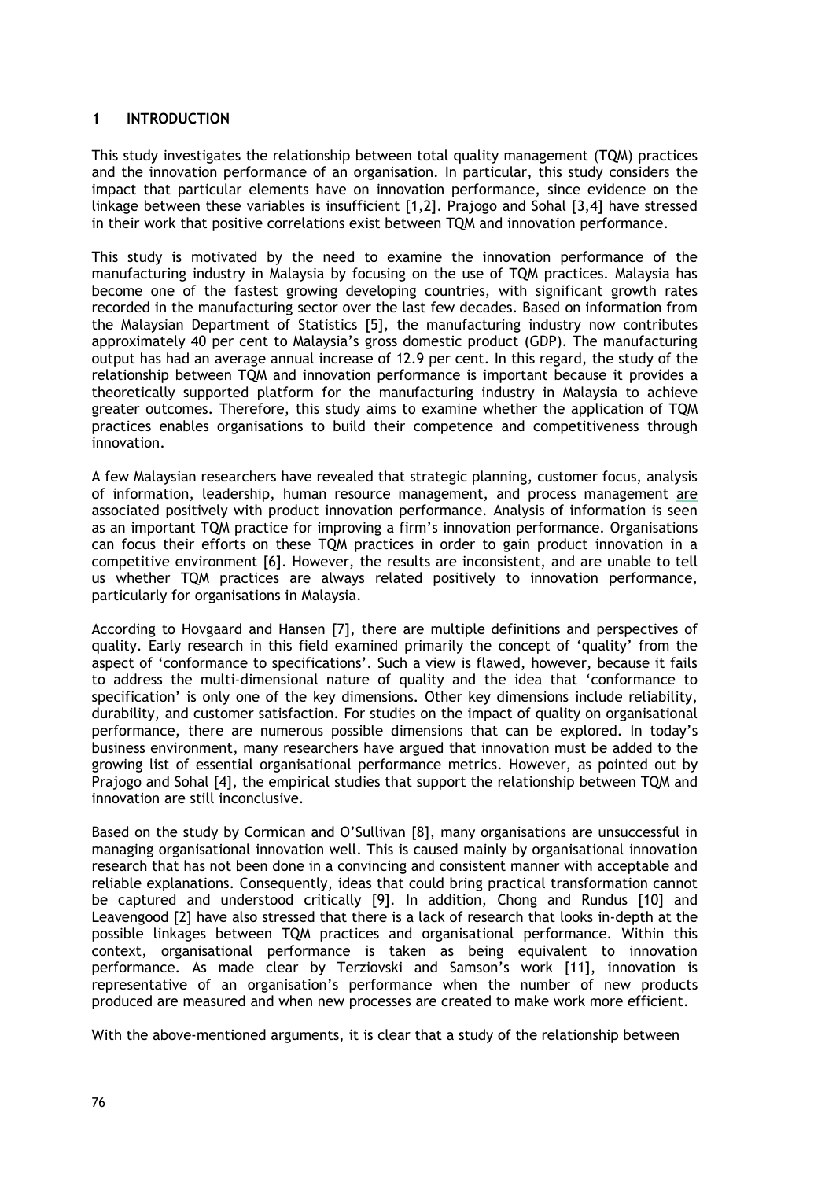# 1 INTRODUCTION

This study investigates the relationship between total quality management (TQM) practices and the innovation performance of an organisation. In particular, this study considers the impact that particular elements have on innovation performance, since evidence on the linkage between these variables is insufficient [1,2]. Prajogo and Sohal [3,4] have stressed in their work that positive correlations exist between TQM and innovation performance.

This study is motivated by the need to examine the innovation performance of the manufacturing industry in Malaysia by focusing on the use of TQM practices. Malaysia has become one of the fastest growing developing countries, with significant growth rates recorded in the manufacturing sector over the last few decades. Based on information from the Malaysian Department of Statistics [5], the manufacturing industry now contributes approximately 40 per cent to Malaysia's gross domestic product (GDP). The manufacturing output has had an average annual increase of 12.9 per cent. In this regard, the study of the relationship between TQM and innovation performance is important because it provides a theoretically supported platform for the manufacturing industry in Malaysia to achieve greater outcomes. Therefore, this study aims to examine whether the application of TQM practices enables organisations to build their competence and competitiveness through innovation.

A few Malaysian researchers have revealed that strategic planning, customer focus, analysis of information, leadership, human resource management, and process management are associated positively with product innovation performance. Analysis of information is seen as an important TQM practice for improving a firm's innovation performance. Organisations can focus their efforts on these TQM practices in order to gain product innovation in a competitive environment [6]. However, the results are inconsistent, and are unable to tell us whether TQM practices are always related positively to innovation performance, particularly for organisations in Malaysia.

According to Hovgaard and Hansen [7], there are multiple definitions and perspectives of quality. Early research in this field examined primarily the concept of 'quality' from the aspect of 'conformance to specifications'. Such a view is flawed, however, because it fails to address the multi-dimensional nature of quality and the idea that 'conformance to specification' is only one of the key dimensions. Other key dimensions include reliability, durability, and customer satisfaction. For studies on the impact of quality on organisational performance, there are numerous possible dimensions that can be explored. In today's business environment, many researchers have argued that innovation must be added to the growing list of essential organisational performance metrics. However, as pointed out by Prajogo and Sohal [4], the empirical studies that support the relationship between TQM and innovation are still inconclusive.

Based on the study by Cormican and O'Sullivan [8], many organisations are unsuccessful in managing organisational innovation well. This is caused mainly by organisational innovation research that has not been done in a convincing and consistent manner with acceptable and reliable explanations. Consequently, ideas that could bring practical transformation cannot be captured and understood critically [9]. In addition, Chong and Rundus [10] and Leavengood [2] have also stressed that there is a lack of research that looks in-depth at the possible linkages between TQM practices and organisational performance. Within this context, organisational performance is taken as being equivalent to innovation performance. As made clear by Terziovski and Samson's work [11], innovation is representative of an organisation's performance when the number of new products produced are measured and when new processes are created to make work more efficient.

With the above-mentioned arguments, it is clear that a study of the relationship between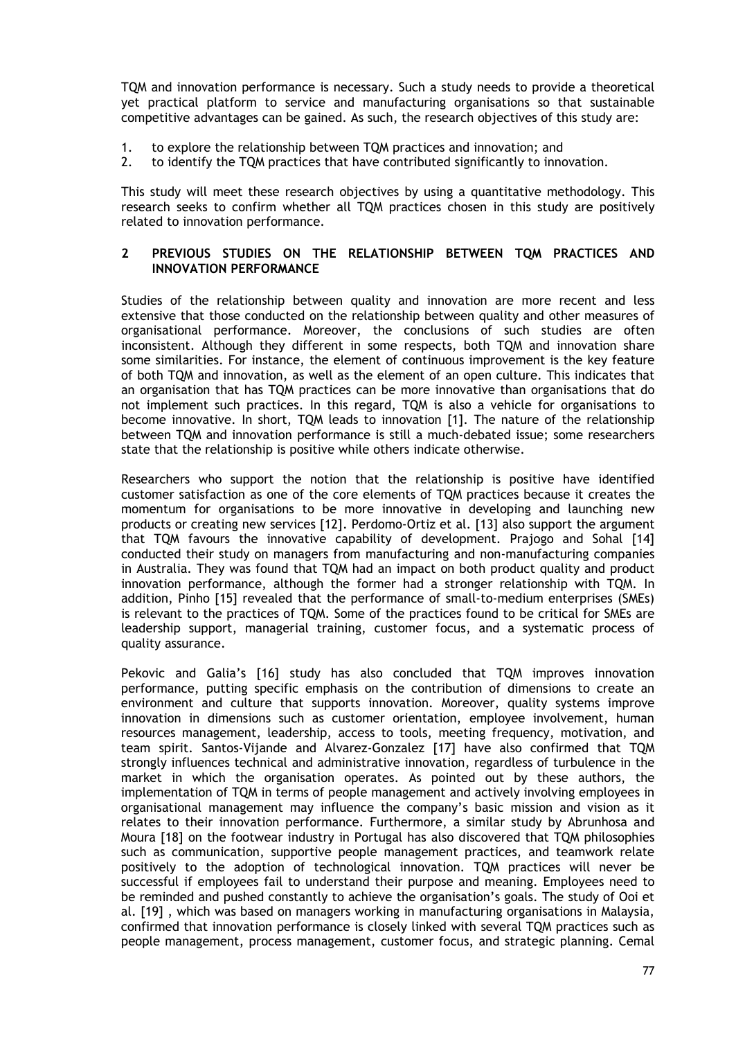TQM and innovation performance is necessary. Such a study needs to provide a theoretical yet practical platform to service and manufacturing organisations so that sustainable competitive advantages can be gained. As such, the research objectives of this study are:

1. to explore the relationship between TQM practices and innovation; and
2. to identify the TQM practices that have contributed significantly to innovation.

This study will meet these research objectives by using a quantitative methodology. This research seeks to confirm whether all TQM practices chosen in this study are positively related to innovation performance.

## 2 PREVIOUS STUDIES ON THE RELATIONSHIP BETWEEN TQM PRACTICES AND INNOVATION PERFORMANCE

Studies of the relationship between quality and innovation are more recent and less extensive that those conducted on the relationship between quality and other measures of organisational performance. Moreover, the conclusions of such studies are often inconsistent. Although they different in some respects, both TQM and innovation share some similarities. For instance, the element of continuous improvement is the key feature of both TQM and innovation, as well as the element of an open culture. This indicates that an organisation that has TQM practices can be more innovative than organisations that do not implement such practices. In this regard, TQM is also a vehicle for organisations to become innovative. In short, TQM leads to innovation [1]. The nature of the relationship between TQM and innovation performance is still a much-debated issue; some researchers state that the relationship is positive while others indicate otherwise.

Researchers who support the notion that the relationship is positive have identified customer satisfaction as one of the core elements of TQM practices because it creates the momentum for organisations to be more innovative in developing and launching new products or creating new services [12]. Perdomo-Ortiz et al. [13] also support the argument that TQM favours the innovative capability of development. Prajogo and Sohal [14] conducted their study on managers from manufacturing and non-manufacturing companies in Australia. They was found that TQM had an impact on both product quality and product innovation performance, although the former had a stronger relationship with TQM. In addition, Pinho [15] revealed that the performance of small-to-medium enterprises (SMEs) is relevant to the practices of TQM. Some of the practices found to be critical for SMEs are leadership support, managerial training, customer focus, and a systematic process of quality assurance.

Pekovic and Galia's [16] study has also concluded that TQM improves innovation performance, putting specific emphasis on the contribution of dimensions to create an environment and culture that supports innovation. Moreover, quality systems improve innovation in dimensions such as customer orientation, employee involvement, human resources management, leadership, access to tools, meeting frequency, motivation, and team spirit. Santos-Vijande and Alvarez-Gonzalez [17] have also confirmed that TQM strongly influences technical and administrative innovation, regardless of turbulence in the market in which the organisation operates. As pointed out by these authors, the implementation of TQM in terms of people management and actively involving employees in organisational management may influence the company's basic mission and vision as it relates to their innovation performance. Furthermore, a similar study by Abrunhosa and Moura [18] on the footwear industry in Portugal has also discovered that TQM philosophies such as communication, supportive people management practices, and teamwork relate positively to the adoption of technological innovation. TQM practices will never be successful if employees fail to understand their purpose and meaning. Employees need to be reminded and pushed constantly to achieve the organisation's goals. The study of Ooi et al. [19] , which was based on managers working in manufacturing organisations in Malaysia, confirmed that innovation performance is closely linked with several TQM practices such as people management, process management, customer focus, and strategic planning. Cemal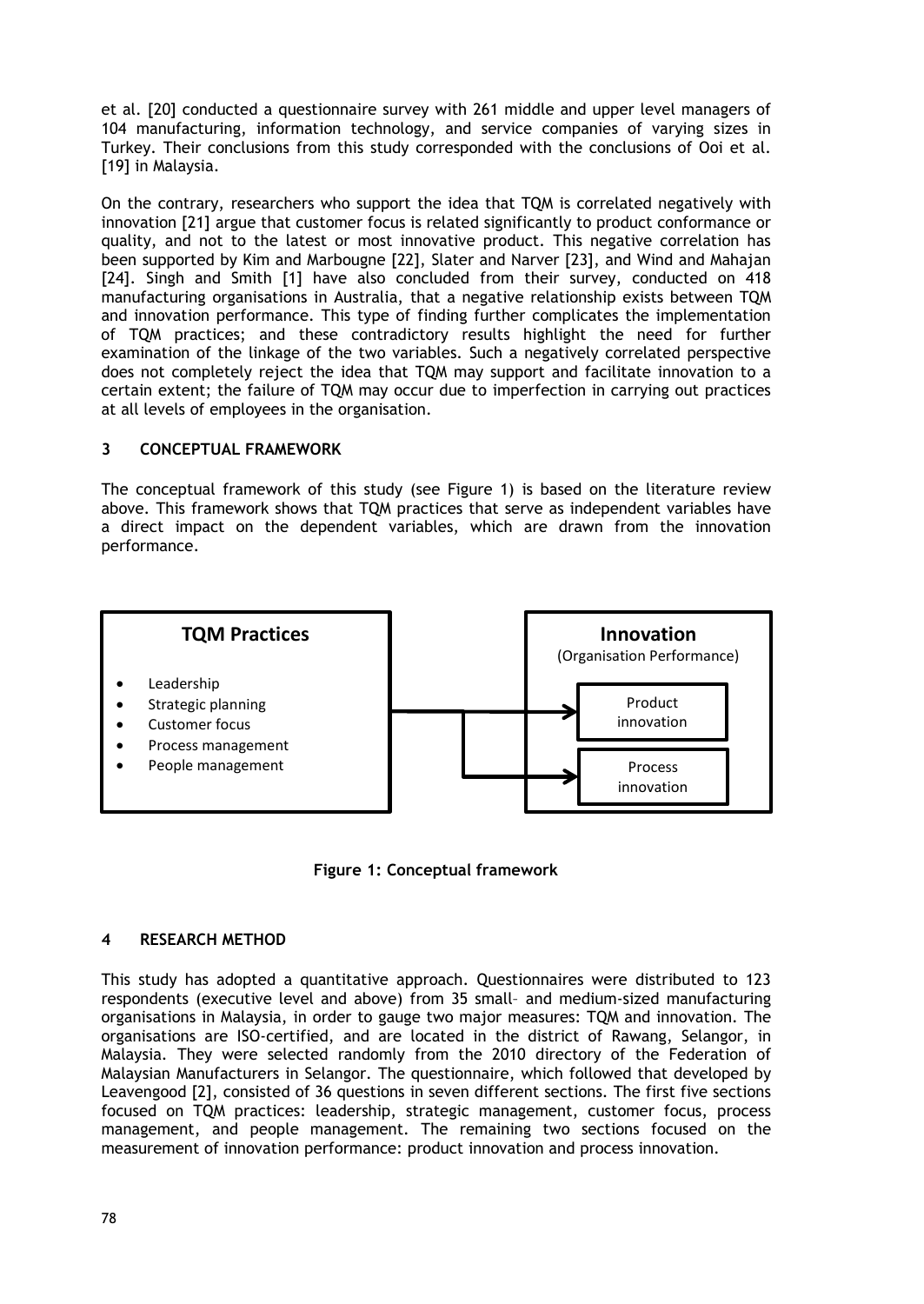et al. [20] conducted a questionnaire survey with 261 middle and upper level managers of 104 manufacturing, information technology, and service companies of varying sizes in Turkey. Their conclusions from this study corresponded with the conclusions of Ooi et al. [19] in Malaysia.

On the contrary, researchers who support the idea that TQM is correlated negatively with innovation [21] argue that customer focus is related significantly to product conformance or quality, and not to the latest or most innovative product. This negative correlation has been supported by Kim and Marbougne [22], Slater and Narver [23], and Wind and Mahajan [24]. Singh and Smith [1] have also concluded from their survey, conducted on 418 manufacturing organisations in Australia, that a negative relationship exists between TQM and innovation performance. This type of finding further complicates the implementation of TQM practices; and these contradictory results highlight the need for further examination of the linkage of the two variables. Such a negatively correlated perspective does not completely reject the idea that TQM may support and facilitate innovation to a certain extent; the failure of TQM may occur due to imperfection in carrying out practices at all levels of employees in the organisation.

## 3 CONCEPTUAL FRAMEWORK

The conceptual framework of this study (see Figure 1) is based on the literature review above. This framework shows that TQM practices that serve as independent variables have a direct impact on the dependent variables, which are drawn from the innovation performance.

**TQM Practices**

- Leadership
- Strategic planning
- Customer focus
- Process management
- People management

**Innovation**
(Organisation Performance)

- Product innovation
- Process innovation

**Figure 1: Conceptual framework**

## 4 RESEARCH METHOD

This study has adopted a quantitative approach. Questionnaires were distributed to 123 respondents (executive level and above) from 35 small– and medium-sized manufacturing organisations in Malaysia, in order to gauge two major measures: TQM and innovation. The organisations are ISO-certified, and are located in the district of Rawang, Selangor, in Malaysia. They were selected randomly from the 2010 directory of the Federation of Malaysian Manufacturers in Selangor. The questionnaire, which followed that developed by Leavengood [2], consisted of 36 questions in seven different sections. The first five sections focused on TQM practices: leadership, strategic management, customer focus, process management, and people management. The remaining two sections focused on the measurement of innovation performance: product innovation and process innovation.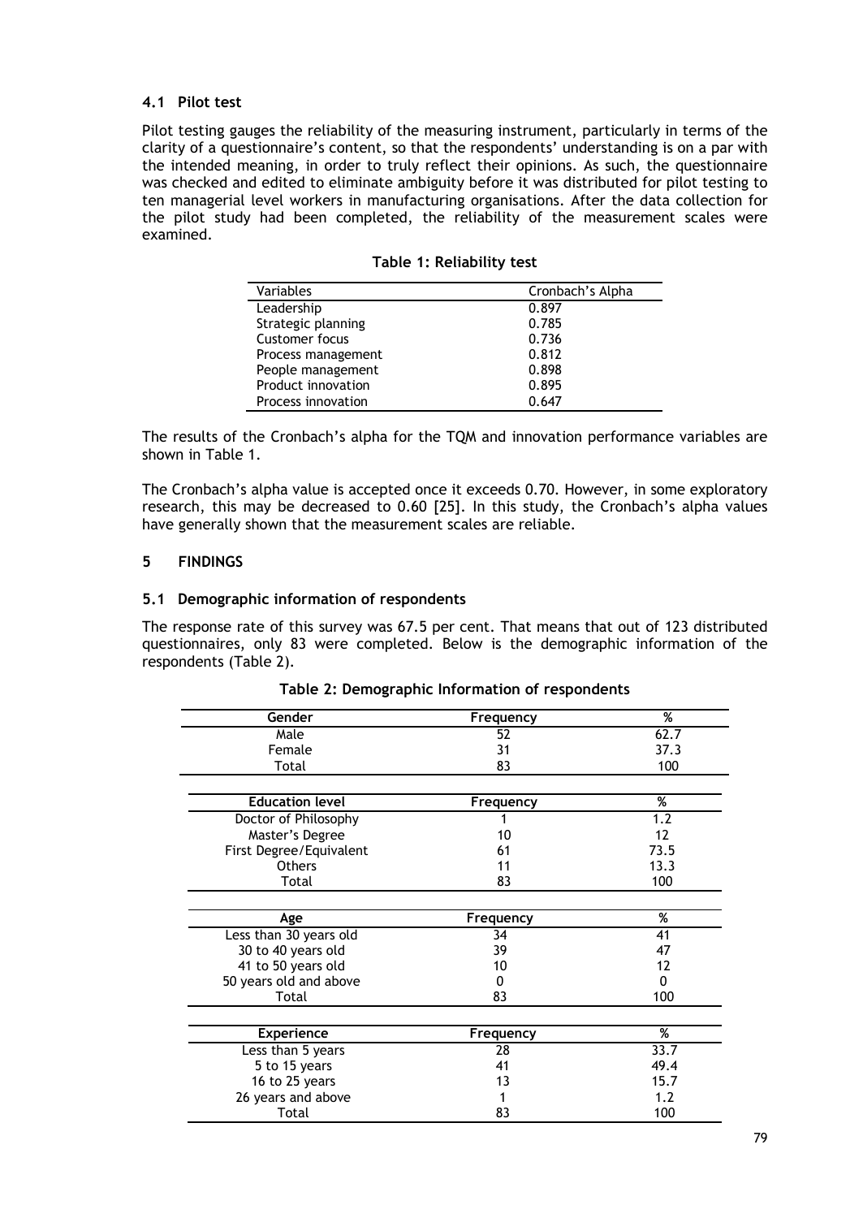### 4.1 Pilot test

Pilot testing gauges the reliability of the measuring instrument, particularly in terms of the clarity of a questionnaire's content, so that the respondents' understanding is on a par with the intended meaning, in order to truly reflect their opinions. As such, the questionnaire was checked and edited to eliminate ambiguity before it was distributed for pilot testing to ten managerial level workers in manufacturing organisations. After the data collection for the pilot study had been completed, the reliability of the measurement scales were examined.

**Table 1: Reliability test**

| Variables | Cronbach's Alpha |
|---|---|
| Leadership | 0.897 |
| Strategic planning | 0.785 |
| Customer focus | 0.736 |
| Process management | 0.812 |
| People management | 0.898 |
| Product innovation | 0.895 |
| Process innovation | 0.647 |

The results of the Cronbach's alpha for the TQM and innovation performance variables are shown in Table 1.

The Cronbach's alpha value is accepted once it exceeds 0.70. However, in some exploratory research, this may be decreased to 0.60 [25]. In this study, the Cronbach's alpha values have generally shown that the measurement scales are reliable.

## 5 FINDINGS

### 5.1 Demographic information of respondents

The response rate of this survey was 67.5 per cent. That means that out of 123 distributed questionnaires, only 83 were completed. Below is the demographic information of the respondents (Table 2).

**Table 2: Demographic Information of respondents**

| Gender | Frequency | % |
|---|---|---|
| Male | 52 | 62.7 |
| Female | 31 | 37.3 |
| Total | 83 | 100 |

| Education level | Frequency | % |
|---|---|---|
| Doctor of Philosophy | 1 | 1.2 |
| Master's Degree | 10 | 12 |
| First Degree/Equivalent | 61 | 73.5 |
| Others | 11 | 13.3 |
| Total | 83 | 100 |

| Age | Frequency | % |
|---|---|---|
| Less than 30 years old | 34 | 41 |
| 30 to 40 years old | 39 | 47 |
| 41 to 50 years old | 10 | 12 |
| 50 years old and above | 0 | 0 |
| Total | 83 | 100 |

| Experience | Frequency | % |
|---|---|---|
| Less than 5 years | 28 | 33.7 |
| 5 to 15 years | 41 | 49.4 |
| 16 to 25 years | 13 | 15.7 |
| 26 years and above | 1 | 1.2 |
| Total | 83 | 100 |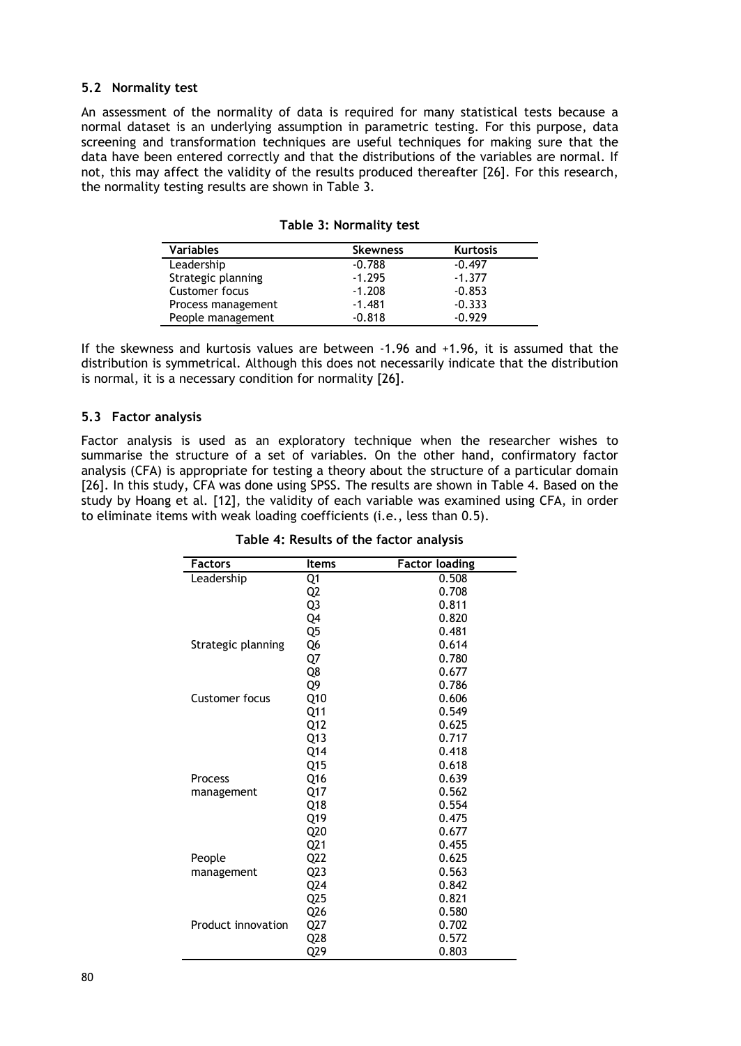### 5.2 Normality test

An assessment of the normality of data is required for many statistical tests because a normal dataset is an underlying assumption in parametric testing. For this purpose, data screening and transformation techniques are useful techniques for making sure that the data have been entered correctly and that the distributions of the variables are normal. If not, this may affect the validity of the results produced thereafter [26]. For this research, the normality testing results are shown in Table 3.

**Table 3: Normality test**

| Variables | Skewness | Kurtosis |
|---|---|---|
| Leadership | -0.788 | -0.497 |
| Strategic planning | -1.295 | -1.377 |
| Customer focus | -1.208 | -0.853 |
| Process management | -1.481 | -0.333 |
| People management | -0.818 | -0.929 |

If the skewness and kurtosis values are between -1.96 and +1.96, it is assumed that the distribution is symmetrical. Although this does not necessarily indicate that the distribution is normal, it is a necessary condition for normality [26].

### 5.3 Factor analysis

Factor analysis is used as an exploratory technique when the researcher wishes to summarise the structure of a set of variables. On the other hand, confirmatory factor analysis (CFA) is appropriate for testing a theory about the structure of a particular domain [26]. In this study, CFA was done using SPSS. The results are shown in Table 4. Based on the study by Hoang et al. [12], the validity of each variable was examined using CFA, in order to eliminate items with weak loading coefficients (i.e., less than 0.5).

**Table 4: Results of the factor analysis**

| Factors | Items | Factor loading |
|---|---|---|
| Leadership | Q1 | 0.508 |
| | Q2 | 0.708 |
| | Q3 | 0.811 |
| | Q4 | 0.820 |
| | Q5 | 0.481 |
| Strategic planning | Q6 | 0.614 |
| | Q7 | 0.780 |
| | Q8 | 0.677 |
| | Q9 | 0.786 |
| Customer focus | Q10 | 0.606 |
| | Q11 | 0.549 |
| | Q12 | 0.625 |
| | Q13 | 0.717 |
| | Q14 | 0.418 |
| | Q15 | 0.618 |
| Process management | Q16 | 0.639 |
| | Q17 | 0.562 |
| | Q18 | 0.554 |
| | Q19 | 0.475 |
| | Q20 | 0.677 |
| | Q21 | 0.455 |
| People management | Q22 | 0.625 |
| | Q23 | 0.563 |
| | Q24 | 0.842 |
| | Q25 | 0.821 |
| | Q26 | 0.580 |
| Product innovation | Q27 | 0.702 |
| | Q28 | 0.572 |
| | Q29 | 0.803 |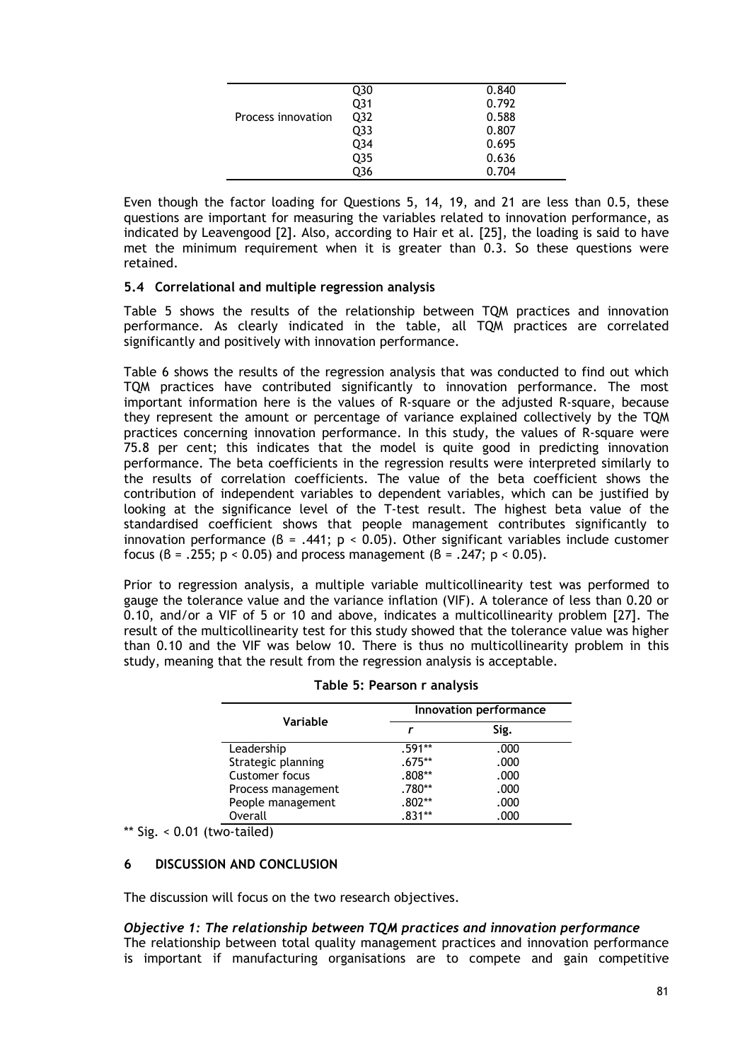|  |  |  |
|---|---|---|
| Process innovation | Q30 | 0.840 |
|  | Q31 | 0.792 |
|  | Q32 | 0.588 |
|  | Q33 | 0.807 |
|  | Q34 | 0.695 |
|  | Q35 | 0.636 |
|  | Q36 | 0.704 |

Even though the factor loading for Questions 5, 14, 19, and 21 are less than 0.5, these questions are important for measuring the variables related to innovation performance, as indicated by Leavengood [2]. Also, according to Hair et al. [25], the loading is said to have met the minimum requirement when it is greater than 0.3. So these questions were retained.

### 5.4 Correlational and multiple regression analysis

Table 5 shows the results of the relationship between TQM practices and innovation performance. As clearly indicated in the table, all TQM practices are correlated significantly and positively with innovation performance.

Table 6 shows the results of the regression analysis that was conducted to find out which TQM practices have contributed significantly to innovation performance. The most important information here is the values of R-square or the adjusted R-square, because they represent the amount or percentage of variance explained collectively by the TQM practices concerning innovation performance. In this study, the values of R-square were 75.8 per cent; this indicates that the model is quite good in predicting innovation performance. The beta coefficients in the regression results were interpreted similarly to the results of correlation coefficients. The value of the beta coefficient shows the contribution of independent variables to dependent variables, which can be justified by looking at the significance level of the T-test result. The highest beta value of the standardised coefficient shows that people management contributes significantly to innovation performance ($\beta = .441$; $p < 0.05$). Other significant variables include customer focus ($\beta = .255$; $p < 0.05$) and process management ($\beta = .247$; $p < 0.05$).

Prior to regression analysis, a multiple variable multicollinearity test was performed to gauge the tolerance value and the variance inflation (VIF). A tolerance of less than 0.20 or 0.10, and/or a VIF of 5 or 10 and above, indicates a multicollinearity problem [27]. The result of the multicollinearity test for this study showed that the tolerance value was higher than 0.10 and the VIF was below 10. There is thus no multicollinearity problem in this study, meaning that the result from the regression analysis is acceptable.

**Table 5: Pearson r analysis**

| Variable | Innovation performance | |
|---|---|---|
| | *r* | Sig. |
| Leadership | .591** | .000 |
| Strategic planning | .675** | .000 |
| Customer focus | .808** | .000 |
| Process management | .780** | .000 |
| People management | .802** | .000 |
| Overall | .831** | .000 |

** Sig. < 0.01 (two-tailed)

## 6 DISCUSSION AND CONCLUSION

The discussion will focus on the two research objectives.

***Objective 1: The relationship between TQM practices and innovation performance***

The relationship between total quality management practices and innovation performance is important if manufacturing organisations are to compete and gain competitive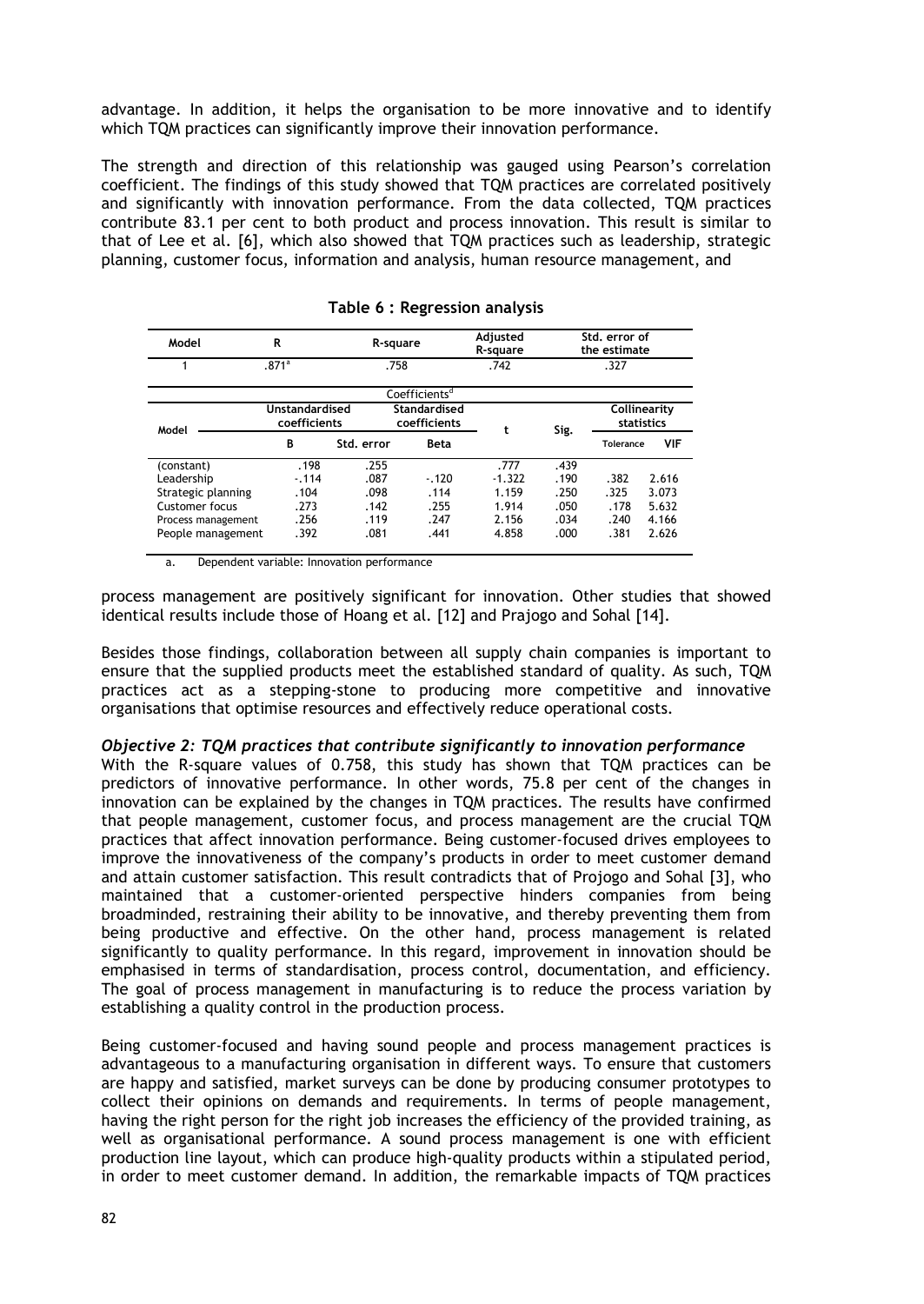advantage. In addition, it helps the organisation to be more innovative and to identify which TQM practices can significantly improve their innovation performance.

The strength and direction of this relationship was gauged using Pearson's correlation coefficient. The findings of this study showed that TQM practices are correlated positively and significantly with innovation performance. From the data collected, TQM practices contribute 83.1 per cent to both product and process innovation. This result is similar to that of Lee et al. [6], which also showed that TQM practices such as leadership, strategic planning, customer focus, information and analysis, human resource management, and

**Table 6 : Regression analysis**

| Model | R | R-square | Adjusted R-square | Std. error of the estimate |
|---|---|---|---|---|
| 1 | .871[a] | .758 | .742 | .327 |

Coefficients[a]

| Model | Unstandardised coefficients | | Standardised coefficients | t | Sig. | Collinearity statistics | |
|---|---|---|---|---|---|---|---|
| | B | Std. error | Beta | | | Tolerance | VIF |
| (constant) | .198 | .255 | | .777 | .439 | | |
| Leadership | -.114 | .087 | -.120 | -1.322 | .190 | .382 | 2.616 |
| Strategic planning | .104 | .098 | .114 | 1.159 | .250 | .325 | 3.073 |
| Customer focus | .273 | .142 | .255 | 1.914 | .050 | .178 | 5.632 |
| Process management | .256 | .119 | .247 | 2.156 | .034 | .240 | 4.166 |
| People management | .392 | .081 | .441 | 4.858 | .000 | .381 | 2.626 |

a. Dependent variable: Innovation performance

process management are positively significant for innovation. Other studies that showed identical results include those of Hoang et al. [12] and Prajogo and Sohal [14].

Besides those findings, collaboration between all supply chain companies is important to ensure that the supplied products meet the established standard of quality. As such, TQM practices act as a stepping-stone to producing more competitive and innovative organisations that optimise resources and effectively reduce operational costs.

### *Objective 2: TQM practices that contribute significantly to innovation performance*

With the R-square values of 0.758, this study has shown that TQM practices can be predictors of innovative performance. In other words, 75.8 per cent of the changes in innovation can be explained by the changes in TQM practices. The results have confirmed that people management, customer focus, and process management are the crucial TQM practices that affect innovation performance. Being customer-focused drives employees to improve the innovativeness of the company's products in order to meet customer demand and attain customer satisfaction. This result contradicts that of Projogo and Sohal [3], who maintained that a customer-oriented perspective hinders companies from being broadminded, restraining their ability to be innovative, and thereby preventing them from being productive and effective. On the other hand, process management is related significantly to quality performance. In this regard, improvement in innovation should be emphasised in terms of standardisation, process control, documentation, and efficiency. The goal of process management in manufacturing is to reduce the process variation by establishing a quality control in the production process.

Being customer-focused and having sound people and process management practices is advantageous to a manufacturing organisation in different ways. To ensure that customers are happy and satisfied, market surveys can be done by producing consumer prototypes to collect their opinions on demands and requirements. In terms of people management, having the right person for the right job increases the efficiency of the provided training, as well as organisational performance. A sound process management is one with efficient production line layout, which can produce high-quality products within a stipulated period, in order to meet customer demand. In addition, the remarkable impacts of TQM practices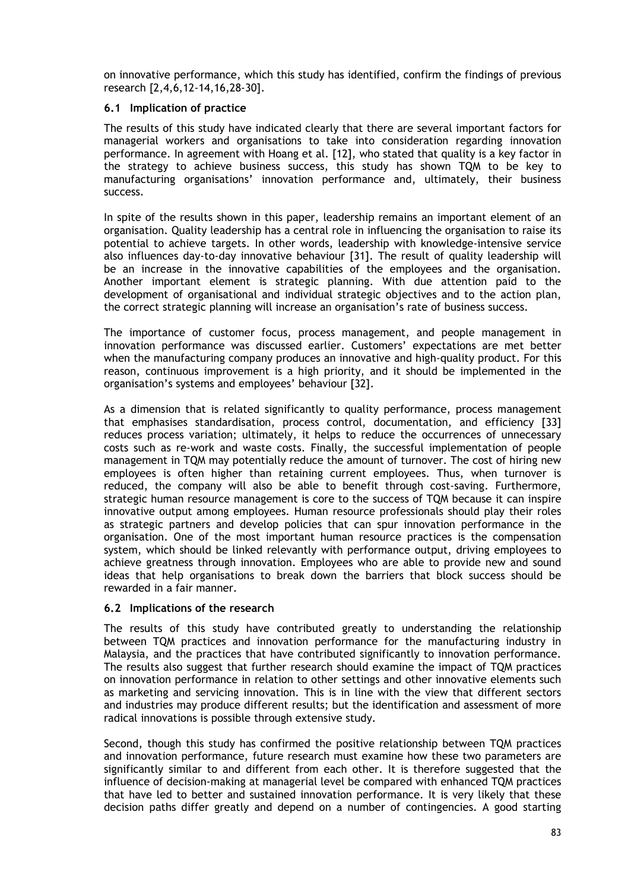on innovative performance, which this study has identified, confirm the findings of previous research [2,4,6,12-14,16,28-30].

### 6.1 Implication of practice

The results of this study have indicated clearly that there are several important factors for managerial workers and organisations to take into consideration regarding innovation performance. In agreement with Hoang et al. [12], who stated that quality is a key factor in the strategy to achieve business success, this study has shown TQM to be key to manufacturing organisations' innovation performance and, ultimately, their business success.

In spite of the results shown in this paper, leadership remains an important element of an organisation. Quality leadership has a central role in influencing the organisation to raise its potential to achieve targets. In other words, leadership with knowledge-intensive service also influences day-to-day innovative behaviour [31]. The result of quality leadership will be an increase in the innovative capabilities of the employees and the organisation. Another important element is strategic planning. With due attention paid to the development of organisational and individual strategic objectives and to the action plan, the correct strategic planning will increase an organisation's rate of business success.

The importance of customer focus, process management, and people management in innovation performance was discussed earlier. Customers' expectations are met better when the manufacturing company produces an innovative and high-quality product. For this reason, continuous improvement is a high priority, and it should be implemented in the organisation's systems and employees' behaviour [32].

As a dimension that is related significantly to quality performance, process management that emphasises standardisation, process control, documentation, and efficiency [33] reduces process variation; ultimately, it helps to reduce the occurrences of unnecessary costs such as re-work and waste costs. Finally, the successful implementation of people management in TQM may potentially reduce the amount of turnover. The cost of hiring new employees is often higher than retaining current employees. Thus, when turnover is reduced, the company will also be able to benefit through cost-saving. Furthermore, strategic human resource management is core to the success of TQM because it can inspire innovative output among employees. Human resource professionals should play their roles as strategic partners and develop policies that can spur innovation performance in the organisation. One of the most important human resource practices is the compensation system, which should be linked relevantly with performance output, driving employees to achieve greatness through innovation. Employees who are able to provide new and sound ideas that help organisations to break down the barriers that block success should be rewarded in a fair manner.

### 6.2 Implications of the research

The results of this study have contributed greatly to understanding the relationship between TQM practices and innovation performance for the manufacturing industry in Malaysia, and the practices that have contributed significantly to innovation performance. The results also suggest that further research should examine the impact of TQM practices on innovation performance in relation to other settings and other innovative elements such as marketing and servicing innovation. This is in line with the view that different sectors and industries may produce different results; but the identification and assessment of more radical innovations is possible through extensive study.

Second, though this study has confirmed the positive relationship between TQM practices and innovation performance, future research must examine how these two parameters are significantly similar to and different from each other. It is therefore suggested that the influence of decision-making at managerial level be compared with enhanced TQM practices that have led to better and sustained innovation performance. It is very likely that these decision paths differ greatly and depend on a number of contingencies. A good starting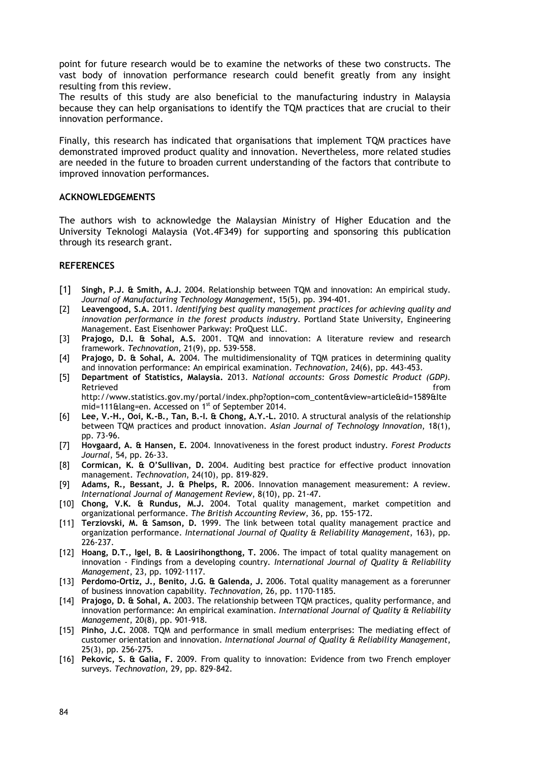point for future research would be to examine the networks of these two constructs. The vast body of innovation performance research could benefit greatly from any insight resulting from this review.
The results of this study are also beneficial to the manufacturing industry in Malaysia because they can help organisations to identify the TQM practices that are crucial to their innovation performance.

Finally, this research has indicated that organisations that implement TQM practices have demonstrated improved product quality and innovation. Nevertheless, more related studies are needed in the future to broaden current understanding of the factors that contribute to improved innovation performances.

## ACKNOWLEDGEMENTS

The authors wish to acknowledge the Malaysian Ministry of Higher Education and the University Teknologi Malaysia (Vot.4F349) for supporting and sponsoring this publication through its research grant.

## REFERENCES

[1] **Singh, P.J. & Smith, A.J.** 2004. Relationship between TQM and innovation: An empirical study. *Journal of Manufacturing Technology Management*, 15(5), pp. 394-401.

[2] **Leavengood, S.A.** 2011. *Identifying best quality management practices for achieving quality and innovation performance in the forest products industry*. Portland State University, Engineering Management. East Eisenhower Parkway: ProQuest LLC.

[3] **Prajogo, D.I. & Sohal, A.S.** 2001. TQM and innovation: A literature review and research framework. *Technovation*, 21(9), pp. 539-558.

[4] **Prajogo, D. & Sohal, A.** 2004. The multidimensionality of TQM pratices in determining quality and innovation performance: An empirical examination. *Technovation*, 24(6), pp. 443-453.

[5] **Department of Statistics, Malaysia.** 2013. *National accounts: Gross Domestic Product (GDP)*. Retrieved from http://www.statistics.gov.my/portal/index.php?option=com_content&view=article&id=1589&Itemid=111&lang=en. Accessed on 1st of September 2014.

[6] **Lee, V.-H., Ooi, K.-B., Tan, B.-I. & Chong, A.Y.-L.** 2010. A structural analysis of the relationship between TQM practices and product innovation. *Asian Journal of Technology Innovation*, 18(1), pp. 73-96.

[7] **Hovgaard, A. & Hansen, E.** 2004. Innovativeness in the forest product industry. *Forest Products Journal*, 54, pp. 26-33.

[8] **Cormican, K. & O'Sullivan, D.** 2004. Auditing best practice for effective product innovation management. *Technovation*, 24(10), pp. 819-829.

[9] **Adams, R., Bessant, J. & Phelps, R.** 2006. Innovation management measurement: A review. *International Journal of Management Review*, 8(10), pp. 21-47.

[10] **Chong, V.K. & Rundus, M.J.** 2004. Total quality management, market competition and organizational performance. *The British Accounting Review*, 36, pp. 155-172.

[11] **Terziovski, M. & Samson, D.** 1999. The link between total quality management practice and organization performance. *International Journal of Quality & Reliability Management*, 163), pp. 226-237.

[12] **Hoang, D.T., Igel, B. & Laosirihongthong, T.** 2006. The impact of total quality management on innovation - Findings from a developing country. *International Journal of Quality & Reliability Management*, 23, pp. 1092-1117.

[13] **Perdomo-Ortiz, J., Benito, J.G. & Galenda, J.** 2006. Total quality management as a forerunner of business innovation capability. *Technovation*, 26, pp. 1170-1185.

[14] **Prajogo, D. & Sohal, A.** 2003. The relationship between TQM practices, quality performance, and innovation performance: An empirical examination. *International Journal of Quality & Reliability Management*, 20(8), pp. 901-918.

[15] **Pinho, J.C.** 2008. TQM and performance in small medium enterprises: The mediating effect of customer orientation and innovation. *International Journal of Quality & Reliability Management*, 25(3), pp. 256-275.

[16] **Pekovic, S. & Galia, F.** 2009. From quality to innovation: Evidence from two French employer surveys. *Technovation*, 29, pp. 829-842.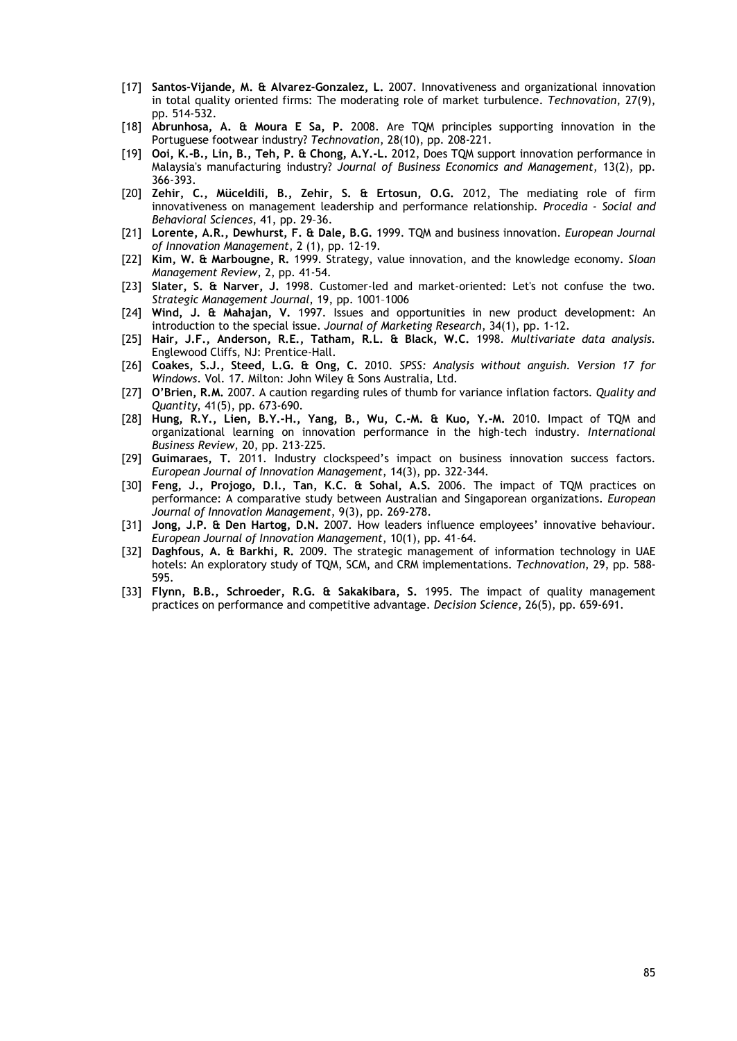[17] **Santos-Vijande, M. & Alvarez-Gonzalez, L.** 2007. Innovativeness and organizational innovation in total quality oriented firms: The moderating role of market turbulence. *Technovation*, 27(9), pp. 514-532.

[18] **Abrunhosa, A. & Moura E Sa, P.** 2008. Are TQM principles supporting innovation in the Portuguese footwear industry? *Technovation*, 28(10), pp. 208-221.

[19] **Ooi, K.-B., Lin, B., Teh, P. & Chong, A.Y.-L.** 2012, Does TQM support innovation performance in Malaysia's manufacturing industry? *Journal of Business Economics and Management*, 13(2), pp. 366-393.

[20] **Zehir, C., Müceldili, B., Zehir, S. & Ertosun, O.G.** 2012, The mediating role of firm innovativeness on management leadership and performance relationship. *Procedia - Social and Behavioral Sciences*, 41, pp. 29–36.

[21] **Lorente, A.R., Dewhurst, F. & Dale, B.G.** 1999. TQM and business innovation. *European Journal of Innovation Management*, 2 (1), pp. 12-19.

[22] **Kim, W. & Marbougne, R.** 1999. Strategy, value innovation, and the knowledge economy. *Sloan Management Review*, 2, pp. 41-54.

[23] **Slater, S. & Narver, J.** 1998. Customer-led and market-oriented: Let's not confuse the two. *Strategic Management Journal*, 19, pp. 1001–1006

[24] **Wind, J. & Mahajan, V.** 1997. Issues and opportunities in new product development: An introduction to the special issue. *Journal of Marketing Research*, 34(1), pp. 1-12.

[25] **Hair, J.F., Anderson, R.E., Tatham, R.L. & Black, W.C.** 1998. *Multivariate data analysis.* Englewood Cliffs, NJ: Prentice-Hall.

[26] **Coakes, S.J., Steed, L.G. & Ong, C.** 2010. *SPSS: Analysis without anguish. Version 17 for Windows*. Vol. 17. Milton: John Wiley & Sons Australia, Ltd.

[27] **O'Brien, R.M.** 2007. A caution regarding rules of thumb for variance inflation factors. *Quality and Quantity*, 41(5), pp. 673-690.

[28] **Hung, R.Y., Lien, B.Y.-H., Yang, B., Wu, C.-M. & Kuo, Y.-M.** 2010. Impact of TQM and organizational learning on innovation performance in the high-tech industry. *International Business Review*, 20, pp. 213-225.

[29] **Guimaraes, T.** 2011. Industry clockspeed's impact on business innovation success factors. *European Journal of Innovation Management*, 14(3), pp. 322-344.

[30] **Feng, J., Projogo, D.I., Tan, K.C. & Sohal, A.S.** 2006. The impact of TQM practices on performance: A comparative study between Australian and Singaporean organizations. *European Journal of Innovation Management*, 9(3), pp. 269-278.

[31] **Jong, J.P. & Den Hartog, D.N.** 2007. How leaders influence employees' innovative behaviour. *European Journal of Innovation Management*, 10(1), pp. 41-64.

[32] **Daghfous, A. & Barkhi, R.** 2009. The strategic management of information technology in UAE hotels: An exploratory study of TQM, SCM, and CRM implementations. *Technovation*, 29, pp. 588-595.

[33] **Flynn, B.B., Schroeder, R.G. & Sakakibara, S.** 1995. The impact of quality management practices on performance and competitive advantage. *Decision Science*, 26(5), pp. 659-691.